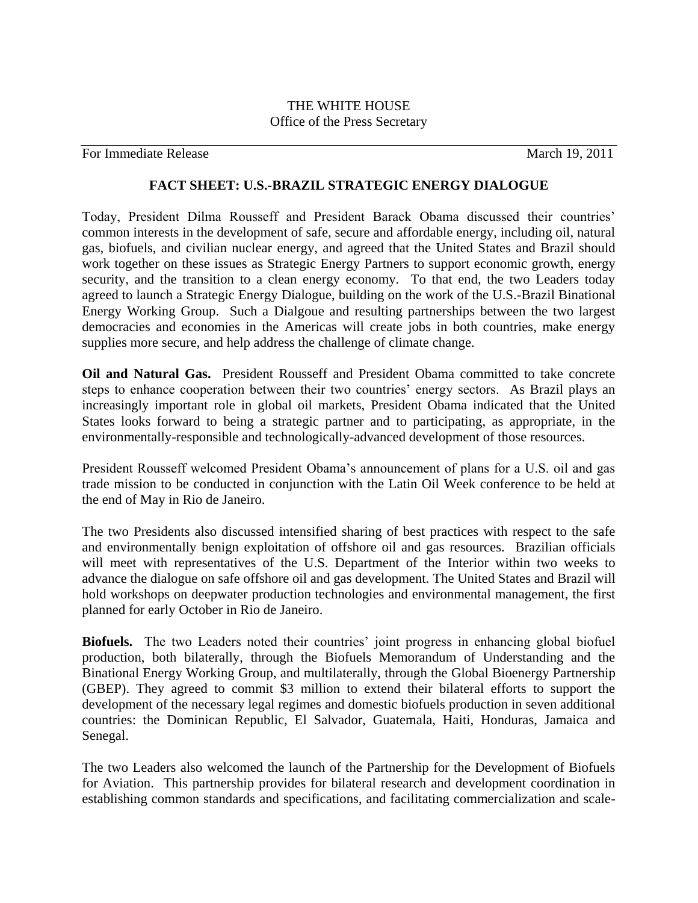THE WHITE HOUSE
Office of the Press Secretary

For Immediate Release March 19, 2011

## FACT SHEET: U.S.-BRAZIL STRATEGIC ENERGY DIALOGUE

Today, President Dilma Rousseff and President Barack Obama discussed their countries' common interests in the development of safe, secure and affordable energy, including oil, natural gas, biofuels, and civilian nuclear energy, and agreed that the United States and Brazil should work together on these issues as Strategic Energy Partners to support economic growth, energy security, and the transition to a clean energy economy. To that end, the two Leaders today agreed to launch a Strategic Energy Dialogue, building on the work of the U.S.-Brazil Binational Energy Working Group. Such a Dialgoue and resulting partnerships between the two largest democracies and economies in the Americas will create jobs in both countries, make energy supplies more secure, and help address the challenge of climate change.

**Oil and Natural Gas.** President Rousseff and President Obama committed to take concrete steps to enhance cooperation between their two countries' energy sectors. As Brazil plays an increasingly important role in global oil markets, President Obama indicated that the United States looks forward to being a strategic partner and to participating, as appropriate, in the environmentally-responsible and technologically-advanced development of those resources.

President Rousseff welcomed President Obama's announcement of plans for a U.S. oil and gas trade mission to be conducted in conjunction with the Latin Oil Week conference to be held at the end of May in Rio de Janeiro.

The two Presidents also discussed intensified sharing of best practices with respect to the safe and environmentally benign exploitation of offshore oil and gas resources. Brazilian officials will meet with representatives of the U.S. Department of the Interior within two weeks to advance the dialogue on safe offshore oil and gas development. The United States and Brazil will hold workshops on deepwater production technologies and environmental management, the first planned for early October in Rio de Janeiro.

**Biofuels.** The two Leaders noted their countries' joint progress in enhancing global biofuel production, both bilaterally, through the Biofuels Memorandum of Understanding and the Binational Energy Working Group, and multilaterally, through the Global Bioenergy Partnership (GBEP). They agreed to commit $3 million to extend their bilateral efforts to support the development of the necessary legal regimes and domestic biofuels production in seven additional countries: the Dominican Republic, El Salvador, Guatemala, Haiti, Honduras, Jamaica and Senegal.

The two Leaders also welcomed the launch of the Partnership for the Development of Biofuels for Aviation. This partnership provides for bilateral research and development coordination in establishing common standards and specifications, and facilitating commercialization and scale-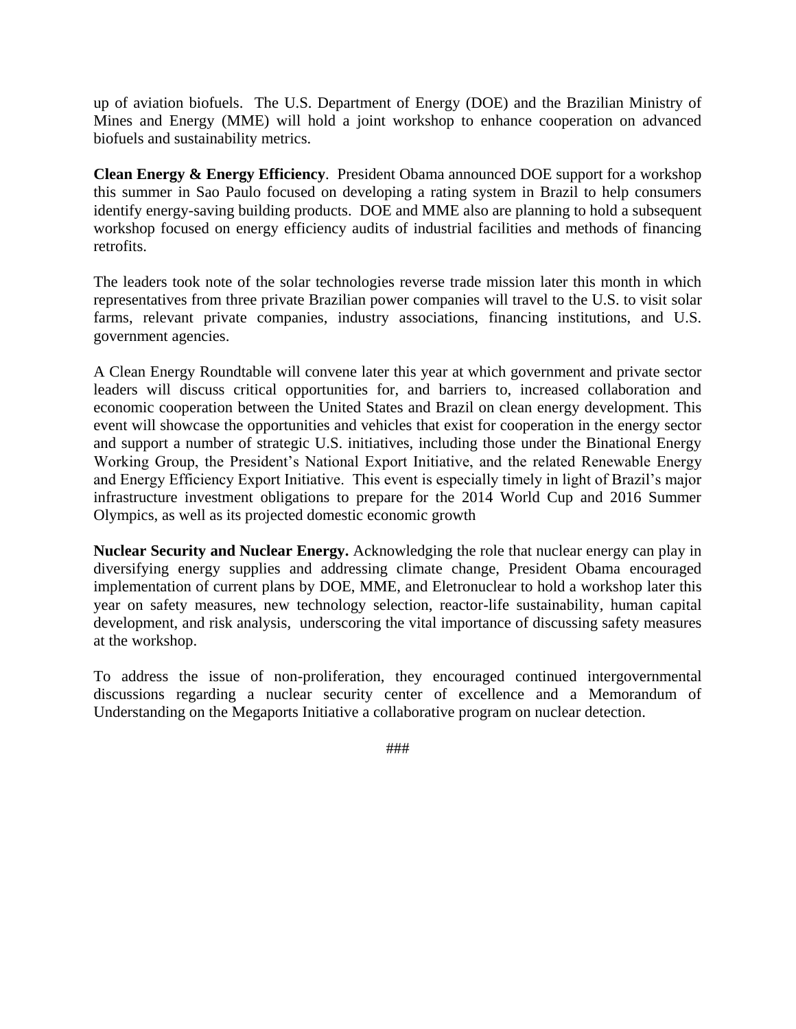up of aviation biofuels. The U.S. Department of Energy (DOE) and the Brazilian Ministry of Mines and Energy (MME) will hold a joint workshop to enhance cooperation on advanced biofuels and sustainability metrics.

**Clean Energy & Energy Efficiency**. President Obama announced DOE support for a workshop this summer in Sao Paulo focused on developing a rating system in Brazil to help consumers identify energy-saving building products. DOE and MME also are planning to hold a subsequent workshop focused on energy efficiency audits of industrial facilities and methods of financing retrofits.

The leaders took note of the solar technologies reverse trade mission later this month in which representatives from three private Brazilian power companies will travel to the U.S. to visit solar farms, relevant private companies, industry associations, financing institutions, and U.S. government agencies.

A Clean Energy Roundtable will convene later this year at which government and private sector leaders will discuss critical opportunities for, and barriers to, increased collaboration and economic cooperation between the United States and Brazil on clean energy development. This event will showcase the opportunities and vehicles that exist for cooperation in the energy sector and support a number of strategic U.S. initiatives, including those under the Binational Energy Working Group, the President's National Export Initiative, and the related Renewable Energy and Energy Efficiency Export Initiative. This event is especially timely in light of Brazil's major infrastructure investment obligations to prepare for the 2014 World Cup and 2016 Summer Olympics, as well as its projected domestic economic growth

**Nuclear Security and Nuclear Energy.** Acknowledging the role that nuclear energy can play in diversifying energy supplies and addressing climate change, President Obama encouraged implementation of current plans by DOE, MME, and Eletronuclear to hold a workshop later this year on safety measures, new technology selection, reactor-life sustainability, human capital development, and risk analysis, underscoring the vital importance of discussing safety measures at the workshop.

To address the issue of non-proliferation, they encouraged continued intergovernmental discussions regarding a nuclear security center of excellence and a Memorandum of Understanding on the Megaports Initiative a collaborative program on nuclear detection.

###